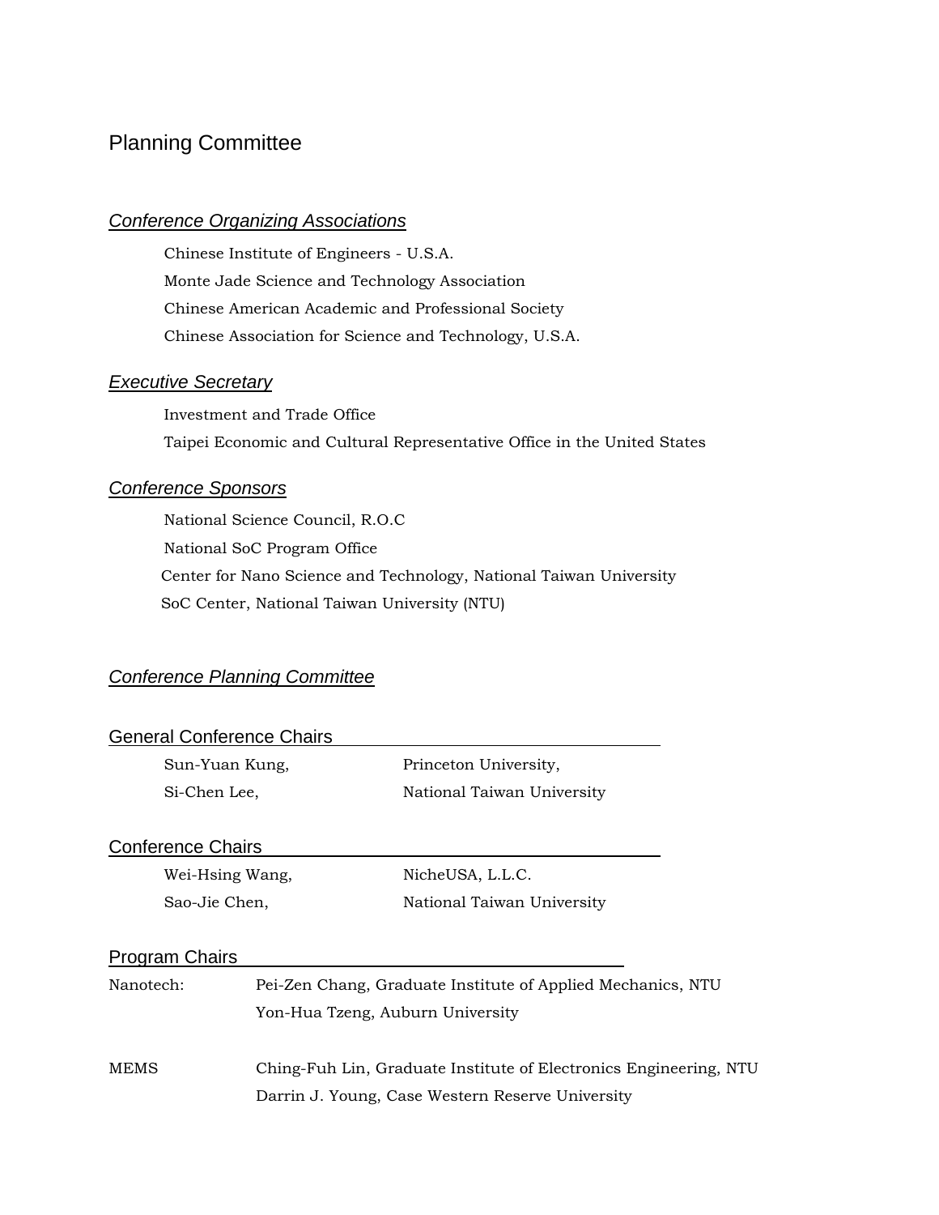# Planning Committee

## *Conference Organizing Associations*

Chinese Institute of Engineers - U.S.A.

Monte Jade Science and Technology Association

Chinese American Academic and Professional Society

Chinese Association for Science and Technology, U.S.A.

## *Executive Secretary*

Investment and Trade Office

Taipei Economic and Cultural Representative Office in the United States

## *Conference Sponsors*

National Science Council, R.O.C

National SoC Program Office

Center for Nano Science and Technology, National Taiwan University

SoC Center, National Taiwan University (NTU)

## *Conference Planning Committee*

### General Conference Chairs

| | |
|---|---|
| Sun-Yuan Kung, | Princeton University, |
| Si-Chen Lee, | National Taiwan University |

### Conference Chairs

| | |
|---|---|
| Wei-Hsing Wang, | NicheUSA, L.L.C. |
| Sao-Jie Chen, | National Taiwan University |

### Program Chairs

| | |
|---|---|
| Nanotech: | Pei-Zen Chang, Graduate Institute of Applied Mechanics, NTU |
| | Yon-Hua Tzeng, Auburn University |
| MEMS | Ching-Fuh Lin, Graduate Institute of Electronics Engineering, NTU |
| | Darrin J. Young, Case Western Reserve University |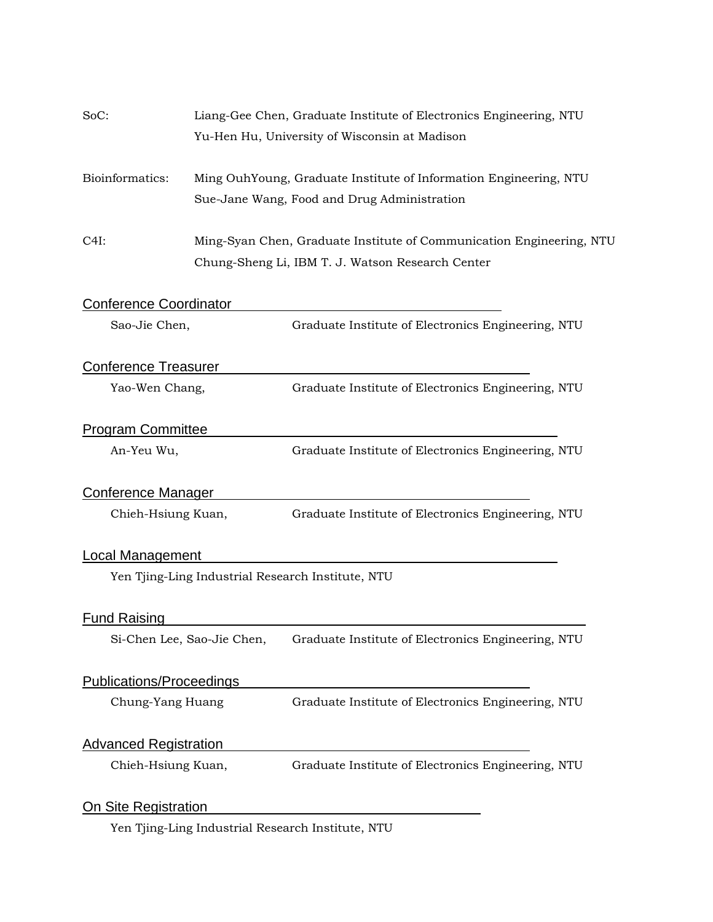SoC: Liang-Gee Chen, Graduate Institute of Electronics Engineering, NTU
Yu-Hen Hu, University of Wisconsin at Madison

Bioinformatics: Ming OuhYoung, Graduate Institute of Information Engineering, NTU
Sue-Jane Wang, Food and Drug Administration

C4I: Ming-Syan Chen, Graduate Institute of Communication Engineering, NTU
Chung-Sheng Li, IBM T. J. Watson Research Center

## Conference Coordinator

Sao-Jie Chen, Graduate Institute of Electronics Engineering, NTU

## Conference Treasurer

Yao-Wen Chang, Graduate Institute of Electronics Engineering, NTU

## Program Committee

An-Yeu Wu, Graduate Institute of Electronics Engineering, NTU

## Conference Manager

Chieh-Hsiung Kuan, Graduate Institute of Electronics Engineering, NTU

## Local Management

Yen Tjing-Ling Industrial Research Institute, NTU

## Fund Raising

Si-Chen Lee, Sao-Jie Chen, Graduate Institute of Electronics Engineering, NTU

## Publications/Proceedings

Chung-Yang Huang Graduate Institute of Electronics Engineering, NTU

## Advanced Registration

Chieh-Hsiung Kuan, Graduate Institute of Electronics Engineering, NTU

## On Site Registration

Yen Tjing-Ling Industrial Research Institute, NTU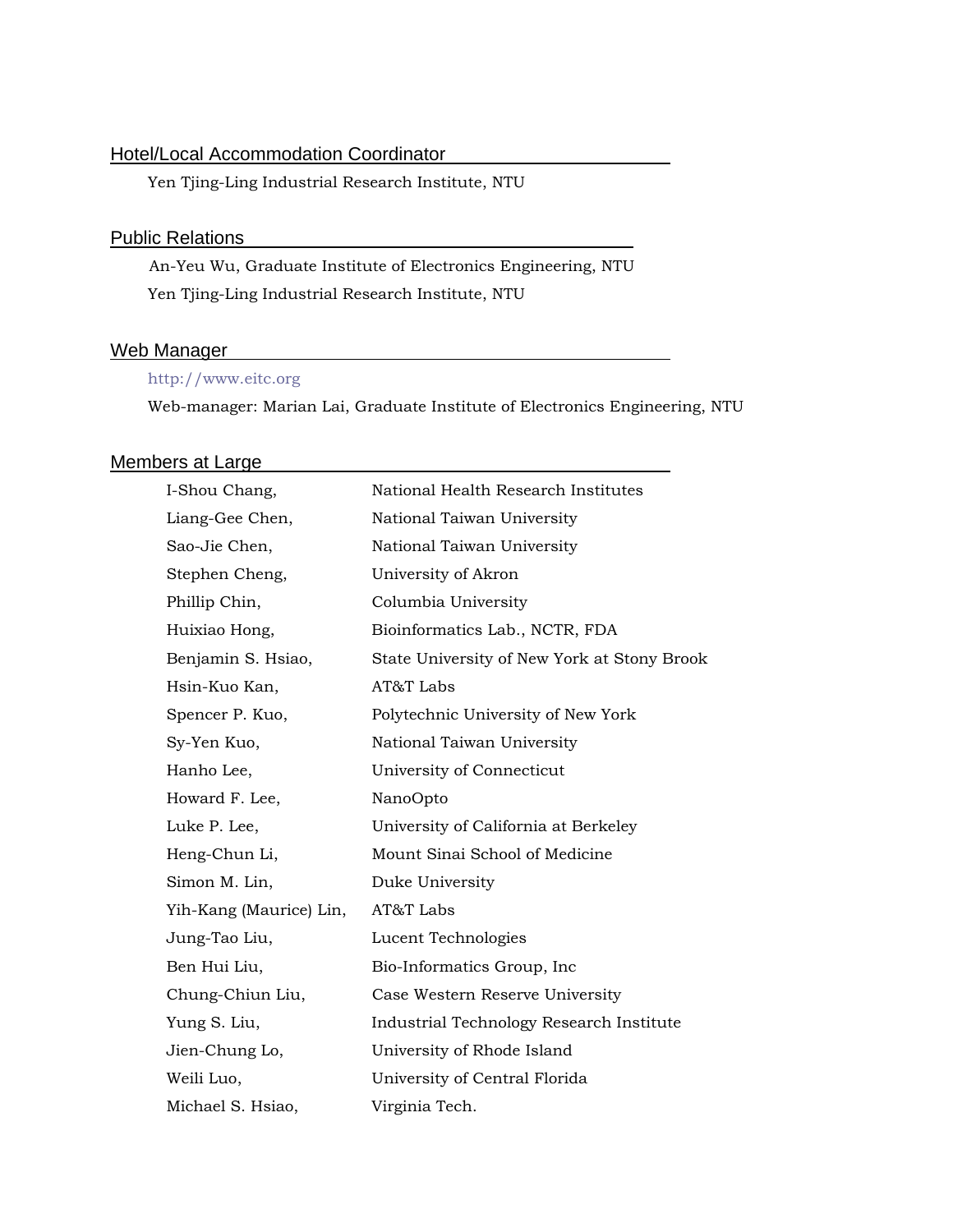## Hotel/Local Accommodation Coordinator

Yen Tjing-Ling Industrial Research Institute, NTU

## Public Relations

An-Yeu Wu, Graduate Institute of Electronics Engineering, NTU

Yen Tjing-Ling Industrial Research Institute, NTU

## Web Manager

http://www.eitc.org

Web-manager: Marian Lai, Graduate Institute of Electronics Engineering, NTU

## Members at Large

| | |
|---|---|
| I-Shou Chang, | National Health Research Institutes |
| Liang-Gee Chen, | National Taiwan University |
| Sao-Jie Chen, | National Taiwan University |
| Stephen Cheng, | University of Akron |
| Phillip Chin, | Columbia University |
| Huixiao Hong, | Bioinformatics Lab., NCTR, FDA |
| Benjamin S. Hsiao, | State University of New York at Stony Brook |
| Hsin-Kuo Kan, | AT&T Labs |
| Spencer P. Kuo, | Polytechnic University of New York |
| Sy-Yen Kuo, | National Taiwan University |
| Hanho Lee, | University of Connecticut |
| Howard F. Lee, | NanoOpto |
| Luke P. Lee, | University of California at Berkeley |
| Heng-Chun Li, | Mount Sinai School of Medicine |
| Simon M. Lin, | Duke University |
| Yih-Kang (Maurice) Lin, | AT&T Labs |
| Jung-Tao Liu, | Lucent Technologies |
| Ben Hui Liu, | Bio-Informatics Group, Inc |
| Chung-Chiun Liu, | Case Western Reserve University |
| Yung S. Liu, | Industrial Technology Research Institute |
| Jien-Chung Lo, | University of Rhode Island |
| Weili Luo, | University of Central Florida |
| Michael S. Hsiao, | Virginia Tech. |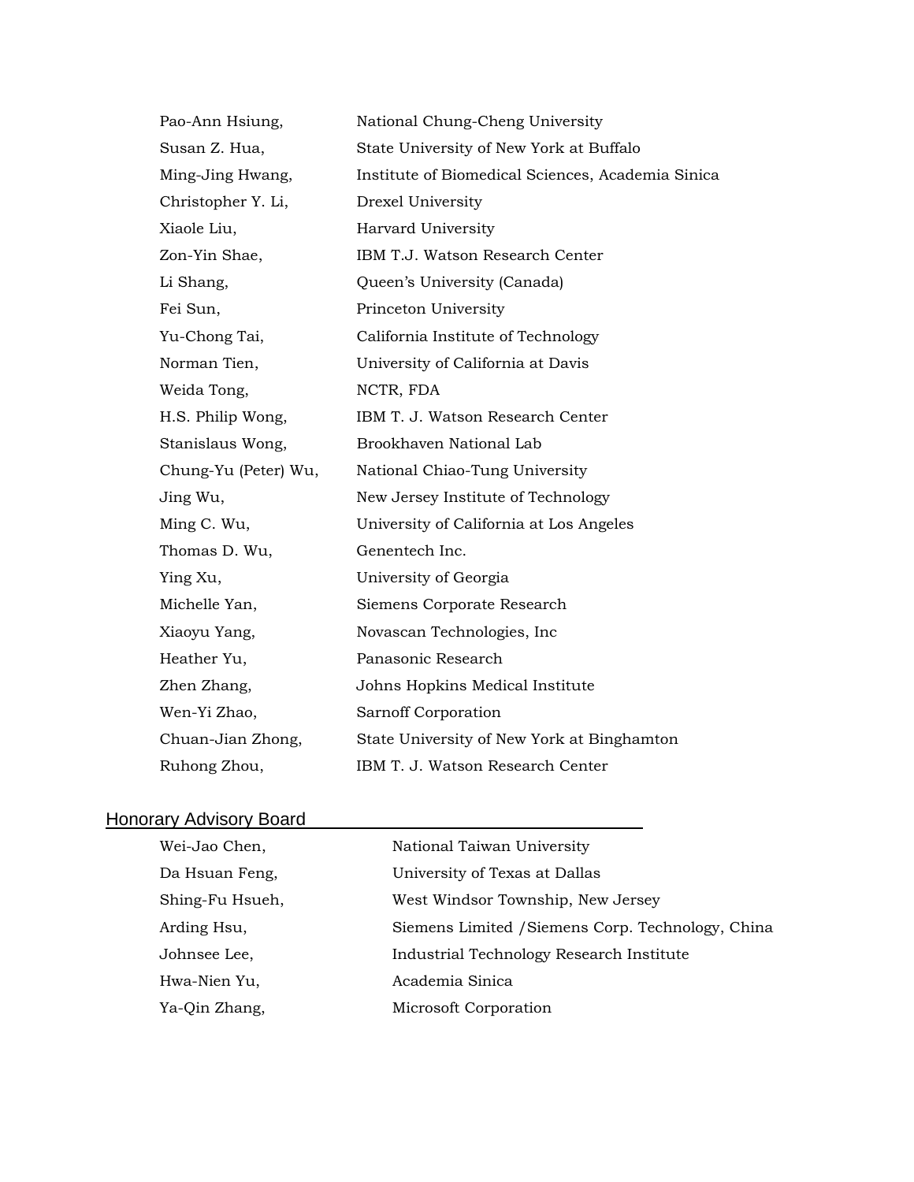| | |
|---|---|
| Pao-Ann Hsiung, | National Chung-Cheng University |
| Susan Z. Hua, | State University of New York at Buffalo |
| Ming-Jing Hwang, | Institute of Biomedical Sciences, Academia Sinica |
| Christopher Y. Li, | Drexel University |
| Xiaole Liu, | Harvard University |
| Zon-Yin Shae, | IBM T.J. Watson Research Center |
| Li Shang, | Queen's University (Canada) |
| Fei Sun, | Princeton University |
| Yu-Chong Tai, | California Institute of Technology |
| Norman Tien, | University of California at Davis |
| Weida Tong, | NCTR, FDA |
| H.S. Philip Wong, | IBM T. J. Watson Research Center |
| Stanislaus Wong, | Brookhaven National Lab |
| Chung-Yu (Peter) Wu, | National Chiao-Tung University |
| Jing Wu, | New Jersey Institute of Technology |
| Ming C. Wu, | University of California at Los Angeles |
| Thomas D. Wu, | Genentech Inc. |
| Ying Xu, | University of Georgia |
| Michelle Yan, | Siemens Corporate Research |
| Xiaoyu Yang, | Novascan Technologies, Inc |
| Heather Yu, | Panasonic Research |
| Zhen Zhang, | Johns Hopkins Medical Institute |
| Wen-Yi Zhao, | Sarnoff Corporation |
| Chuan-Jian Zhong, | State University of New York at Binghamton |
| Ruhong Zhou, | IBM T. J. Watson Research Center |

## Honorary Advisory Board

| | |
|---|---|
| Wei-Jao Chen, | National Taiwan University |
| Da Hsuan Feng, | University of Texas at Dallas |
| Shing-Fu Hsueh, | West Windsor Township, New Jersey |
| Arding Hsu, | Siemens Limited /Siemens Corp. Technology, China |
| Johnsee Lee, | Industrial Technology Research Institute |
| Hwa-Nien Yu, | Academia Sinica |
| Ya-Qin Zhang, | Microsoft Corporation |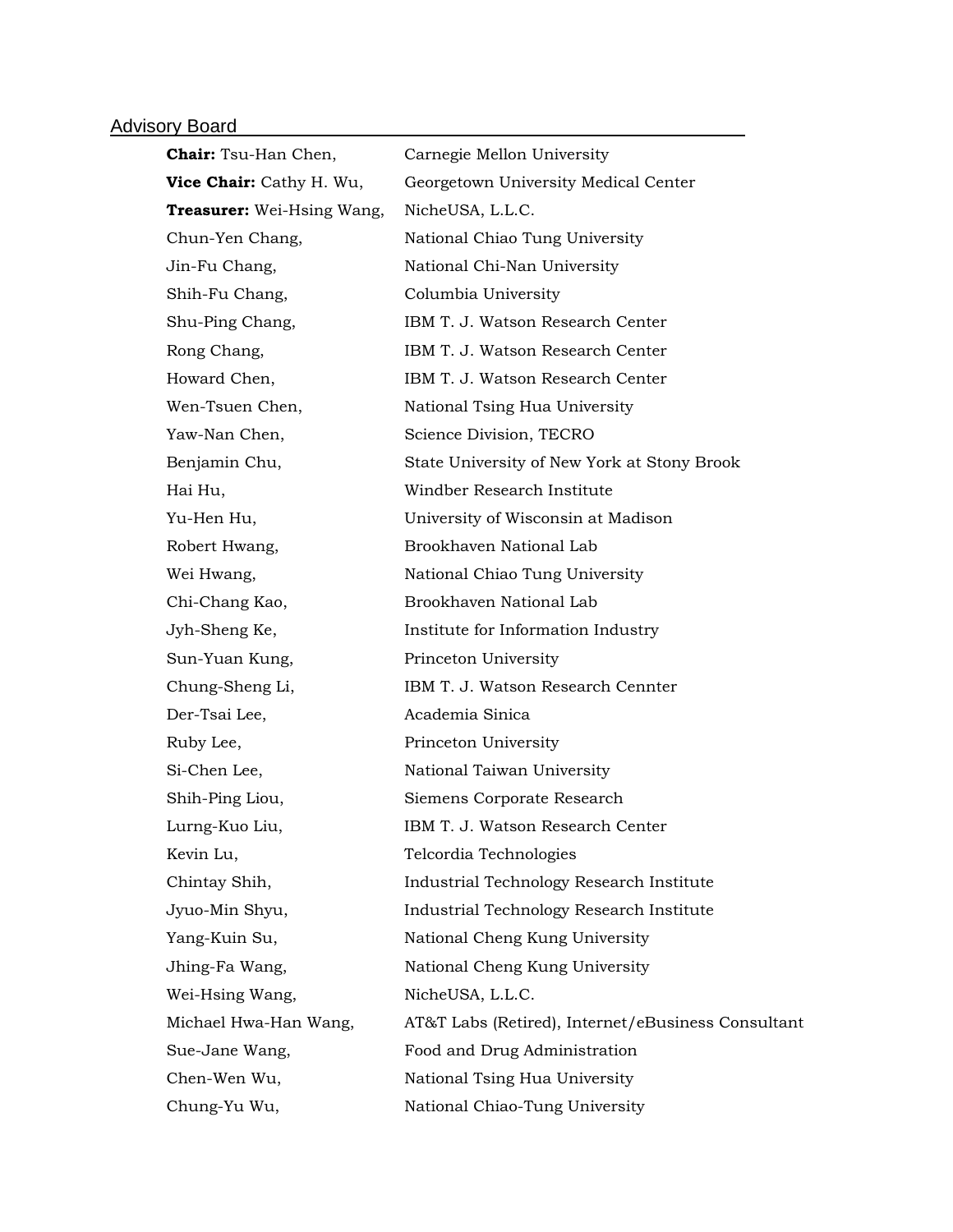## Advisory Board

| | |
|---|---|
| **Chair:** Tsu-Han Chen, | Carnegie Mellon University |
| **Vice Chair:** Cathy H. Wu, | Georgetown University Medical Center |
| **Treasurer:** Wei-Hsing Wang, | NicheUSA, L.L.C. |
| Chun-Yen Chang, | National Chiao Tung University |
| Jin-Fu Chang, | National Chi-Nan University |
| Shih-Fu Chang, | Columbia University |
| Shu-Ping Chang, | IBM T. J. Watson Research Center |
| Rong Chang, | IBM T. J. Watson Research Center |
| Howard Chen, | IBM T. J. Watson Research Center |
| Wen-Tsuen Chen, | National Tsing Hua University |
| Yaw-Nan Chen, | Science Division, TECRO |
| Benjamin Chu, | State University of New York at Stony Brook |
| Hai Hu, | Windber Research Institute |
| Yu-Hen Hu, | University of Wisconsin at Madison |
| Robert Hwang, | Brookhaven National Lab |
| Wei Hwang, | National Chiao Tung University |
| Chi-Chang Kao, | Brookhaven National Lab |
| Jyh-Sheng Ke, | Institute for Information Industry |
| Sun-Yuan Kung, | Princeton University |
| Chung-Sheng Li, | IBM T. J. Watson Research Cennter |
| Der-Tsai Lee, | Academia Sinica |
| Ruby Lee, | Princeton University |
| Si-Chen Lee, | National Taiwan University |
| Shih-Ping Liou, | Siemens Corporate Research |
| Lurng-Kuo Liu, | IBM T. J. Watson Research Center |
| Kevin Lu, | Telcordia Technologies |
| Chintay Shih, | Industrial Technology Research Institute |
| Jyuo-Min Shyu, | Industrial Technology Research Institute |
| Yang-Kuin Su, | National Cheng Kung University |
| Jhing-Fa Wang, | National Cheng Kung University |
| Wei-Hsing Wang, | NicheUSA, L.L.C. |
| Michael Hwa-Han Wang, | AT&T Labs (Retired), Internet/eBusiness Consultant |
| Sue-Jane Wang, | Food and Drug Administration |
| Chen-Wen Wu, | National Tsing Hua University |
| Chung-Yu Wu, | National Chiao-Tung University |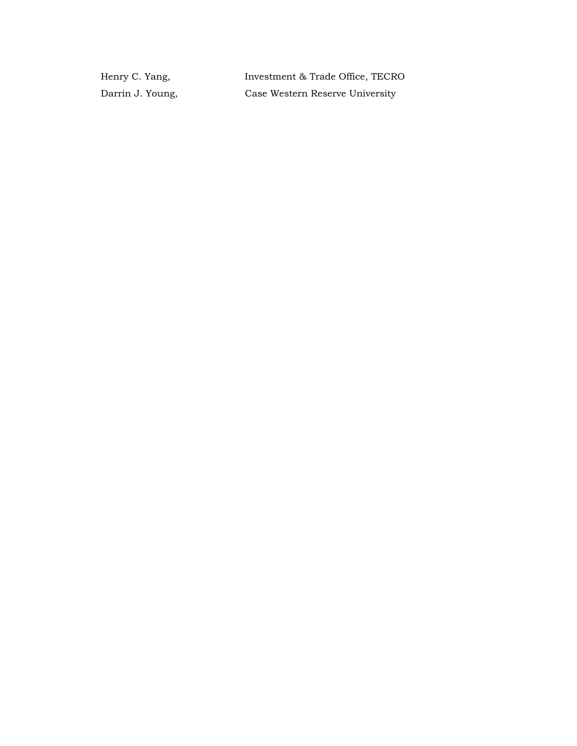| | |
|---|---|
| Henry C. Yang, | Investment & Trade Office, TECRO |
| Darrin J. Young, | Case Western Reserve University |